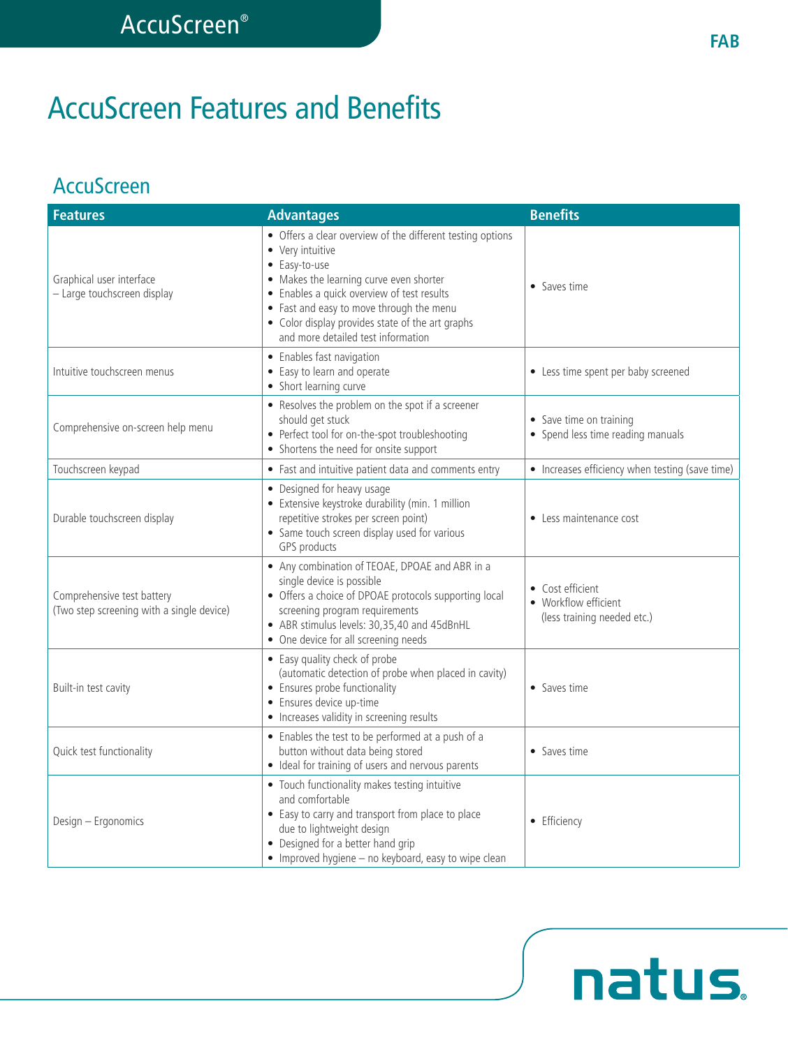# AccuScreen Features and Benefits

## AccuScreen

| Features | Advantages | Benefits |
|---|---|---|
| Graphical user interface – Large touchscreen display | • Offers a clear overview of the different testing options<br>• Very intuitive<br>• Easy-to-use<br>• Makes the learning curve even shorter<br>• Enables a quick overview of test results<br>• Fast and easy to move through the menu<br>• Color display provides state of the art graphs and more detailed test information | • Saves time |
| Intuitive touchscreen menus | • Enables fast navigation<br>• Easy to learn and operate<br>• Short learning curve | • Less time spent per baby screened |
| Comprehensive on-screen help menu | • Resolves the problem on the spot if a screener should get stuck<br>• Perfect tool for on-the-spot troubleshooting<br>• Shortens the need for onsite support | • Save time on training<br>• Spend less time reading manuals |
| Touchscreen keypad | • Fast and intuitive patient data and comments entry | • Increases efficiency when testing (save time) |
| Durable touchscreen display | • Designed for heavy usage<br>• Extensive keystroke durability (min. 1 million repetitive strokes per screen point)<br>• Same touch screen display used for various GPS products | • Less maintenance cost |
| Comprehensive test battery (Two step screening with a single device) | • Any combination of TEOAE, DPOAE and ABR in a single device is possible<br>• Offers a choice of DPOAE protocols supporting local screening program requirements<br>• ABR stimulus levels: 30,35,40 and 45dBnHL<br>• One device for all screening needs | • Cost efficient<br>• Workflow efficient (less training needed etc.) |
| Built-in test cavity | • Easy quality check of probe (automatic detection of probe when placed in cavity)<br>• Ensures probe functionality<br>• Ensures device up-time<br>• Increases validity in screening results | • Saves time |
| Quick test functionality | • Enables the test to be performed at a push of a button without data being stored<br>• Ideal for training of users and nervous parents | • Saves time |
| Design – Ergonomics | • Touch functionality makes testing intuitive and comfortable<br>• Easy to carry and transport from place to place due to lightweight design<br>• Designed for a better hand grip<br>• Improved hygiene – no keyboard, easy to wipe clean | • Efficiency |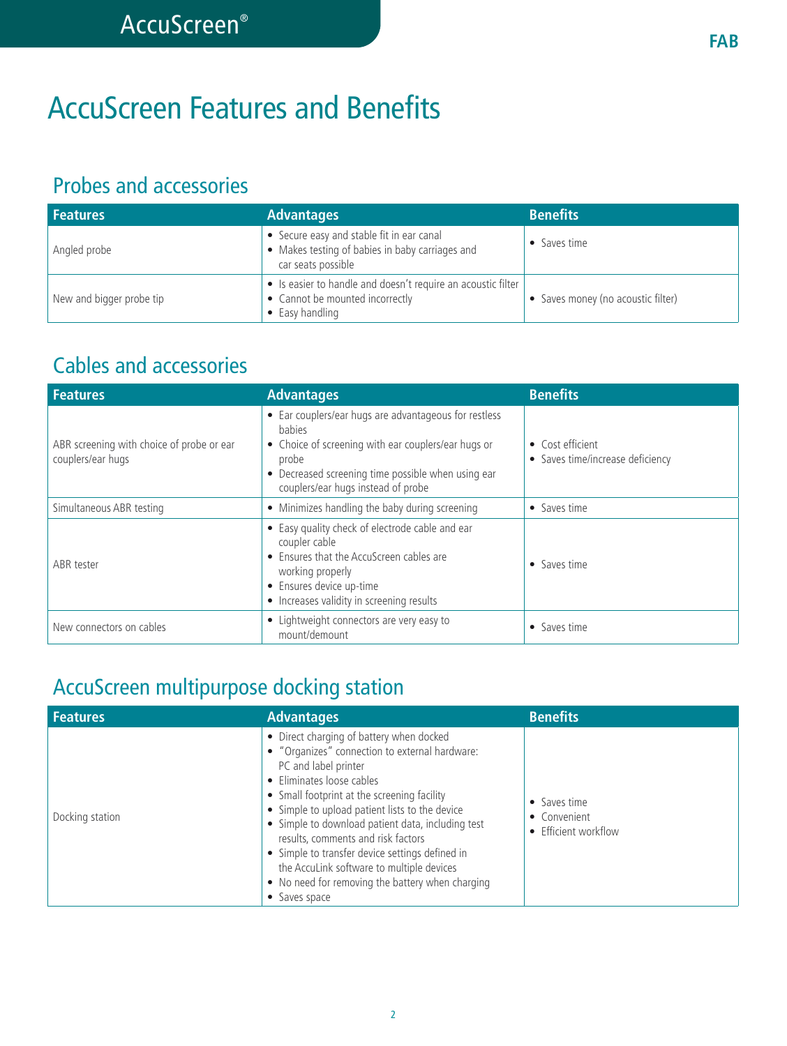# AccuScreen Features and Benefits

## Probes and accessories

| Features | Advantages | Benefits |
|---|---|---|
| Angled probe | • Secure easy and stable fit in ear canal<br>• Makes testing of babies in baby carriages and car seats possible | • Saves time |
| New and bigger probe tip | • Is easier to handle and doesn't require an acoustic filter<br>• Cannot be mounted incorrectly<br>• Easy handling | • Saves money (no acoustic filter) |

## Cables and accessories

| Features | Advantages | Benefits |
|---|---|---|
| ABR screening with choice of probe or ear couplers/ear hugs | • Ear couplers/ear hugs are advantageous for restless babies<br>• Choice of screening with ear couplers/ear hugs or probe<br>• Decreased screening time possible when using ear couplers/ear hugs instead of probe | • Cost efficient<br>• Saves time/increase deficiency |
| Simultaneous ABR testing | • Minimizes handling the baby during screening | • Saves time |
| ABR tester | • Easy quality check of electrode cable and ear coupler cable<br>• Ensures that the AccuScreen cables are working properly<br>• Ensures device up-time<br>• Increases validity in screening results | • Saves time |
| New connectors on cables | • Lightweight connectors are very easy to mount/demount | • Saves time |

## AccuScreen multipurpose docking station

| Features | Advantages | Benefits |
|---|---|---|
| Docking station | • Direct charging of battery when docked<br>• "Organizes" connection to external hardware: PC and label printer<br>• Eliminates loose cables<br>• Small footprint at the screening facility<br>• Simple to upload patient lists to the device<br>• Simple to download patient data, including test results, comments and risk factors<br>• Simple to transfer device settings defined in the AccuLink software to multiple devices<br>• No need for removing the battery when charging<br>• Saves space | • Saves time<br>• Convenient<br>• Efficient workflow |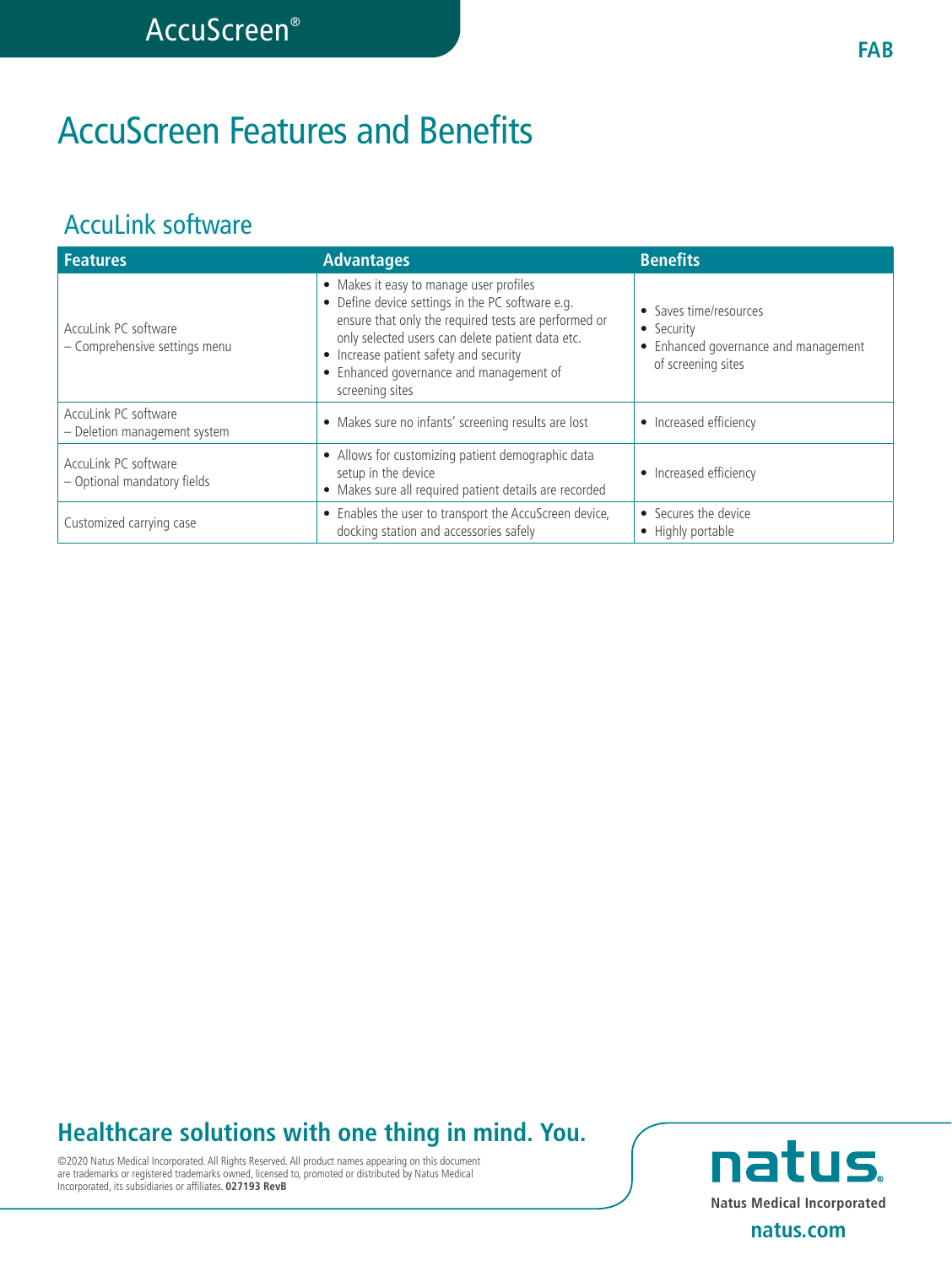# AccuScreen Features and Benefits

## AccuLink software

| Features | Advantages | Benefits |
|---|---|---|
| AccuLink PC software – Comprehensive settings menu | • Makes it easy to manage user profiles<br>• Define device settings in the PC software e.g. ensure that only the required tests are performed or only selected users can delete patient data etc.<br>• Increase patient safety and security<br>• Enhanced governance and management of screening sites | • Saves time/resources<br>• Security<br>• Enhanced governance and management of screening sites |
| AccuLink PC software – Deletion management system | • Makes sure no infants' screening results are lost | • Increased efficiency |
| AccuLink PC software – Optional mandatory fields | • Allows for customizing patient demographic data setup in the device<br>• Makes sure all required patient details are recorded | • Increased efficiency |
| Customized carrying case | • Enables the user to transport the AccuScreen device, docking station and accessories safely | • Secures the device<br>• Highly portable |

**Healthcare solutions with one thing in mind. You.**

©2020 Natus Medical Incorporated. All Rights Reserved. All product names appearing on this document are trademarks or registered trademarks owned, licensed to, promoted or distributed by Natus Medical Incorporated, its subsidiaries or affiliates. **027193 RevB**

natus.

Natus Medical Incorporated

natus.com